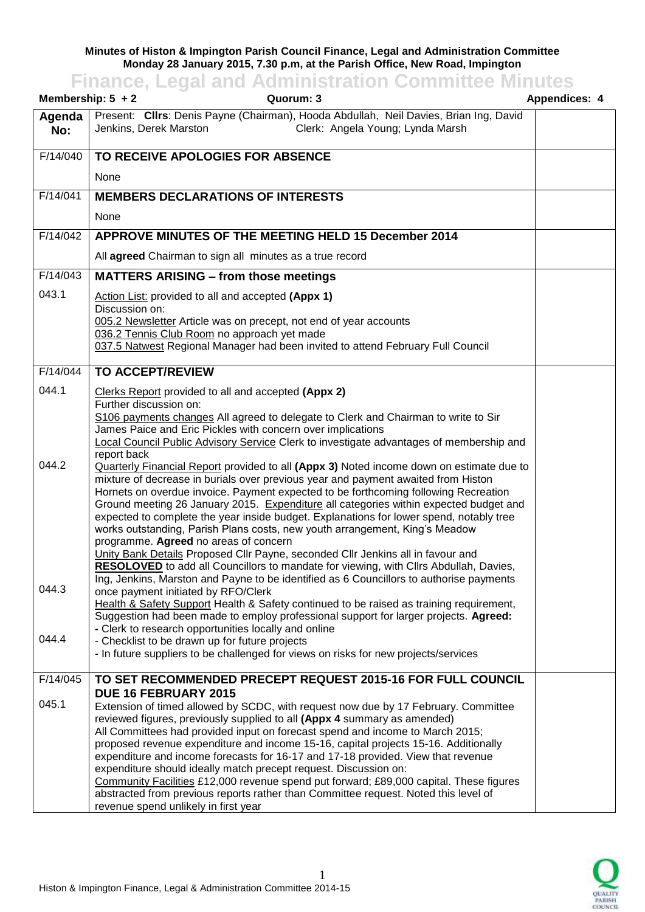**Minutes of Histon & Impington Parish Council Finance, Legal and Administration Committee**
**Monday 28 January 2015, 7.30 p.m, at the Parish Office, New Road, Impington**

# Finance, Legal and Administration Committee Minutes

**Membership: 5 + 2** | **Quorum: 3** | **Appendices: 4**

| Agenda No: | Present: **Cllrs**: Denis Payne (Chairman), Hooda Abdullah, Neil Davies, Brian Ing, David Jenkins, Derek Marston Clerk: Angela Young; Lynda Marsh | |
|---|---|---|
| F/14/040 | **TO RECEIVE APOLOGIES FOR ABSENCE** | |
| | None | |
| F/14/041 | **MEMBERS DECLARATIONS OF INTERESTS** | |
| | None | |
| F/14/042 | **APPROVE MINUTES OF THE MEETING HELD 15 December 2014** | |
| | All **agreed** Chairman to sign all minutes as a true record | |
| F/14/043 | **MATTERS ARISING – from those meetings** | |
| 043.1 | Action List: provided to all and accepted **(Appx 1)**<br>Discussion on:<br>005.2 Newsletter Article was on precept, not end of year accounts<br>036.2 Tennis Club Room no approach yet made<br>037.5 Natwest Regional Manager had been invited to attend February Full Council | |
| F/14/044 | **TO ACCEPT/REVIEW** | |
| 044.1<br><br><br><br><br><br>044.2<br><br><br><br><br><br><br><br><br><br><br>044.3<br><br><br>044.4 | Clerks Report provided to all and accepted **(Appx 2)**<br>Further discussion on:<br>S106 payments changes All agreed to delegate to Clerk and Chairman to write to Sir James Paice and Eric Pickles with concern over implications<br>Local Council Public Advisory Service Clerk to investigate advantages of membership and report back<br>Quarterly Financial Report provided to all **(Appx 3)** Noted income down on estimate due to mixture of decrease in burials over previous year and payment awaited from Histon Hornets on overdue invoice. Payment expected to be forthcoming following Recreation Ground meeting 26 January 2015. Expenditure all categories within expected budget and expected to complete the year inside budget. Explanations for lower spend, notably tree works outstanding, Parish Plans costs, new youth arrangement, King's Meadow programme. **Agreed** no areas of concern<br>Unity Bank Details Proposed Cllr Payne, seconded Cllr Jenkins all in favour and **RESOLOVED** to add all Councillors to mandate for viewing, with Cllrs Abdullah, Davies, Ing, Jenkins, Marston and Payne to be identified as 6 Councillors to authorise payments once payment initiated by RFO/Clerk<br>Health & Safety Support Health & Safety continued to be raised as training requirement, Suggestion had been made to employ professional support for larger projects. **Agreed:**<br>- Clerk to research opportunities locally and online<br>- Checklist to be drawn up for future projects<br>- In future suppliers to be challenged for views on risks for new projects/services | |
| F/14/045<br><br>045.1 | **TO SET RECOMMENDED PRECEPT REQUEST 2015-16 FOR FULL COUNCIL DUE 16 FEBRUARY 2015**<br>Extension of timed allowed by SCDC, with request now due by 17 February. Committee reviewed figures, previously supplied to all **(Appx 4** summary as amended)<br>All Committees had provided input on forecast spend and income to March 2015; proposed revenue expenditure and income 15-16, capital projects 15-16. Additionally expenditure and income forecasts for 16-17 and 17-18 provided. View that revenue expenditure should ideally match precept request. Discussion on:<br>Community Facilities £12,000 revenue spend put forward; £89,000 capital. These figures abstracted from previous reports rather than Committee request. Noted this level of revenue spend unlikely in first year | |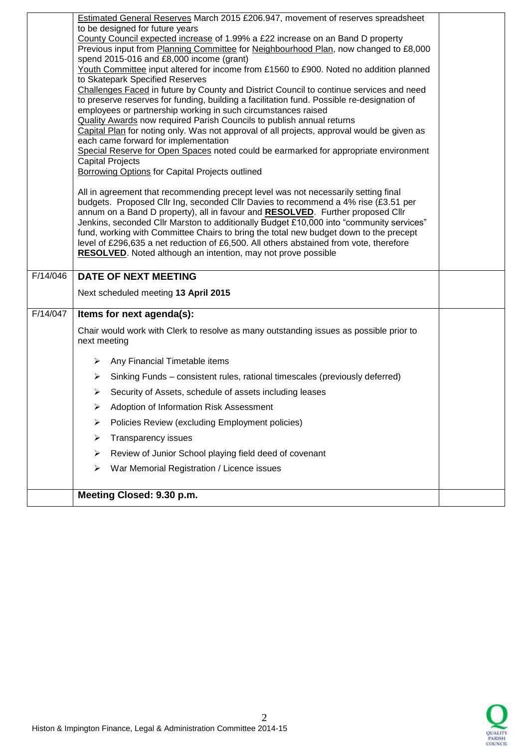| | | |
|---|---|---|
| | Estimated General Reserves March 2015 £206.947, movement of reserves spreadsheet to be designed for future years<br>County Council expected increase of 1.99% a £22 increase on an Band D property<br>Previous input from Planning Committee for Neighbourhood Plan, now changed to £8,000 spend 2015-016 and £8,000 income (grant)<br>Youth Committee input altered for income from £1560 to £900. Noted no addition planned to Skatepark Specified Reserves<br>Challenges Faced in future by County and District Council to continue services and need to preserve reserves for funding, building a facilitation fund. Possible re-designation of employees or partnership working in such circumstances raised<br>Quality Awards now required Parish Councils to publish annual returns<br>Capital Plan for noting only. Was not approval of all projects, approval would be given as each came forward for implementation<br>Special Reserve for Open Spaces noted could be earmarked for appropriate environment Capital Projects<br>Borrowing Options for Capital Projects outlined<br><br>All in agreement that recommending precept level was not necessarily setting final budgets. Proposed Cllr Ing, seconded Cllr Davies to recommend a 4% rise (£3.51 per annum on a Band D property), all in favour and **RESOLVED**. Further proposed Cllr Jenkins, seconded Cllr Marston to additionally Budget £10,000 into "community services" fund, working with Committee Chairs to bring the total new budget down to the precept level of £296,635 a net reduction of £6,500. All others abstained from vote, therefore **RESOLVED**. Noted although an intention, may not prove possible | |
| F/14/046 | **DATE OF NEXT MEETING**<br><br>Next scheduled meeting **13 April 2015** | |
| F/14/047 | **Items for next agenda(s):**<br><br>Chair would work with Clerk to resolve as many outstanding issues as possible prior to next meeting<br><br>➢ Any Financial Timetable items<br>➢ Sinking Funds – consistent rules, rational timescales (previously deferred)<br>➢ Security of Assets, schedule of assets including leases<br>➢ Adoption of Information Risk Assessment<br>➢ Policies Review (excluding Employment policies)<br>➢ Transparency issues<br>➢ Review of Junior School playing field deed of covenant<br>➢ War Memorial Registration / Licence issues | |
| | **Meeting Closed: 9.30 p.m.** | |